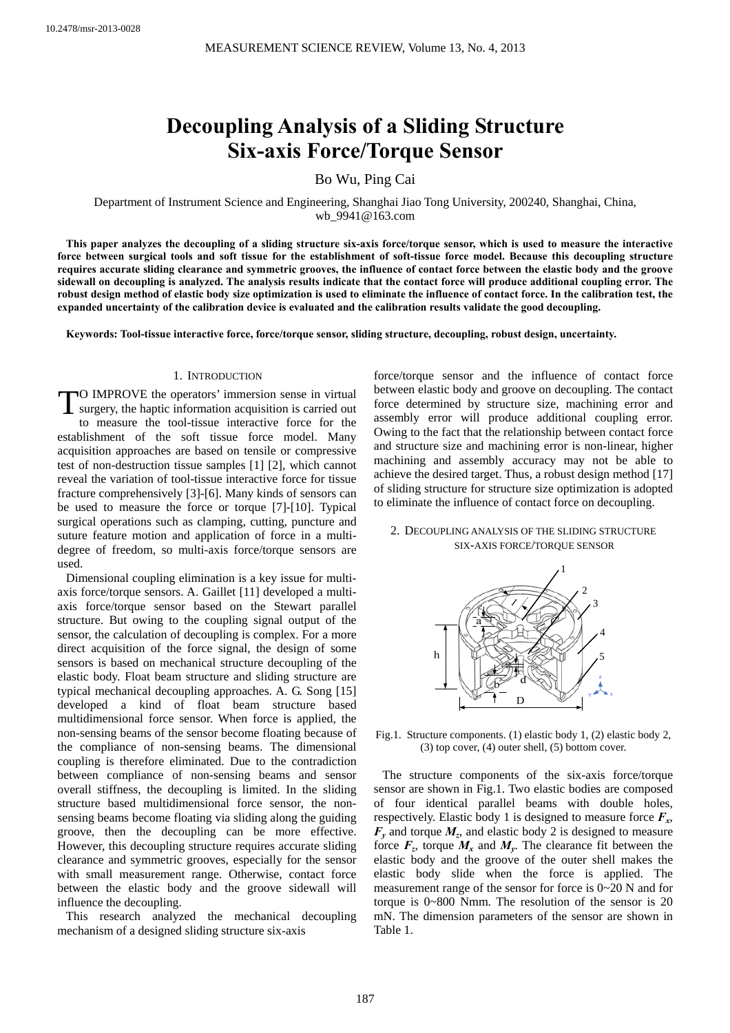10.2478/msr-2013-0028

# Decoupling Analysis of a Sliding Structure Six-axis Force/Torque Sensor

Bo Wu, Ping Cai

Department of Instrument Science and Engineering, Shanghai Jiao Tong University, 200240, Shanghai, China, wb_9941@163.com

**This paper analyzes the decoupling of a sliding structure six-axis force/torque sensor, which is used to measure the interactive force between surgical tools and soft tissue for the establishment of soft-tissue force model. Because this decoupling structure requires accurate sliding clearance and symmetric grooves, the influence of contact force between the elastic body and the groove sidewall on decoupling is analyzed. The analysis results indicate that the contact force will produce additional coupling error. The robust design method of elastic body size optimization is used to eliminate the influence of contact force. In the calibration test, the expanded uncertainty of the calibration device is evaluated and the calibration results validate the good decoupling.**

**Keywords: Tool-tissue interactive force, force/torque sensor, sliding structure, decoupling, robust design, uncertainty.**

## 1. Introduction

TO IMPROVE the operators' immersion sense in virtual surgery, the haptic information acquisition is carried out to measure the tool-tissue interactive force for the establishment of the soft tissue force model. Many acquisition approaches are based on tensile or compressive test of non-destruction tissue samples [1] [2], which cannot reveal the variation of tool-tissue interactive force for tissue fracture comprehensively [3]-[6]. Many kinds of sensors can be used to measure the force or torque [7]-[10]. Typical surgical operations such as clamping, cutting, puncture and suture feature motion and application of force in a multi-degree of freedom, so multi-axis force/torque sensors are used.

Dimensional coupling elimination is a key issue for multi-axis force/torque sensors. A. Gaillet [11] developed a multi-axis force/torque sensor based on the Stewart parallel structure. But owing to the coupling signal output of the sensor, the calculation of decoupling is complex. For a more direct acquisition of the force signal, the design of some sensors is based on mechanical structure decoupling of the elastic body. Float beam structure and sliding structure are typical mechanical decoupling approaches. A. G. Song [15] developed a kind of float beam structure based multidimensional force sensor. When force is applied, the non-sensing beams of the sensor become floating because of the compliance of non-sensing beams. The dimensional coupling is therefore eliminated. Due to the contradiction between compliance of non-sensing beams and sensor overall stiffness, the decoupling is limited. In the sliding structure based multidimensional force sensor, the non-sensing beams become floating via sliding along the guiding groove, then the decoupling can be more effective. However, this decoupling structure requires accurate sliding clearance and symmetric grooves, especially for the sensor with small measurement range. Otherwise, contact force between the elastic body and the groove sidewall will influence the decoupling.

This research analyzed the mechanical decoupling mechanism of a designed sliding structure six-axis force/torque sensor and the influence of contact force between elastic body and groove on decoupling. The contact force determined by structure size, machining error and assembly error will produce additional coupling error. Owing to the fact that the relationship between contact force and structure size and machining error is non-linear, higher machining and assembly accuracy may not be able to achieve the desired target. Thus, a robust design method [17] of sliding structure for structure size optimization is adopted to eliminate the influence of contact force on decoupling.

## 2. Decoupling analysis of the sliding structure six-axis force/torque sensor

Fig.1. Structure components. (1) elastic body 1, (2) elastic body 2, (3) top cover, (4) outer shell, (5) bottom cover.

The structure components of the six-axis force/torque sensor are shown in Fig.1. Two elastic bodies are composed of four identical parallel beams with double holes, respectively. Elastic body 1 is designed to measure force $\boldsymbol{F_x}$, $\boldsymbol{F_y}$ and torque $\boldsymbol{M_z}$, and elastic body 2 is designed to measure force $\boldsymbol{F_z}$, torque $\boldsymbol{M_x}$ and $\boldsymbol{M_y}$. The clearance fit between the elastic body and the groove of the outer shell makes the elastic body slide when the force is applied. The measurement range of the sensor for force is 0~20 N and for torque is 0~800 Nmm. The resolution of the sensor is 20 mN. The dimension parameters of the sensor are shown in Table 1.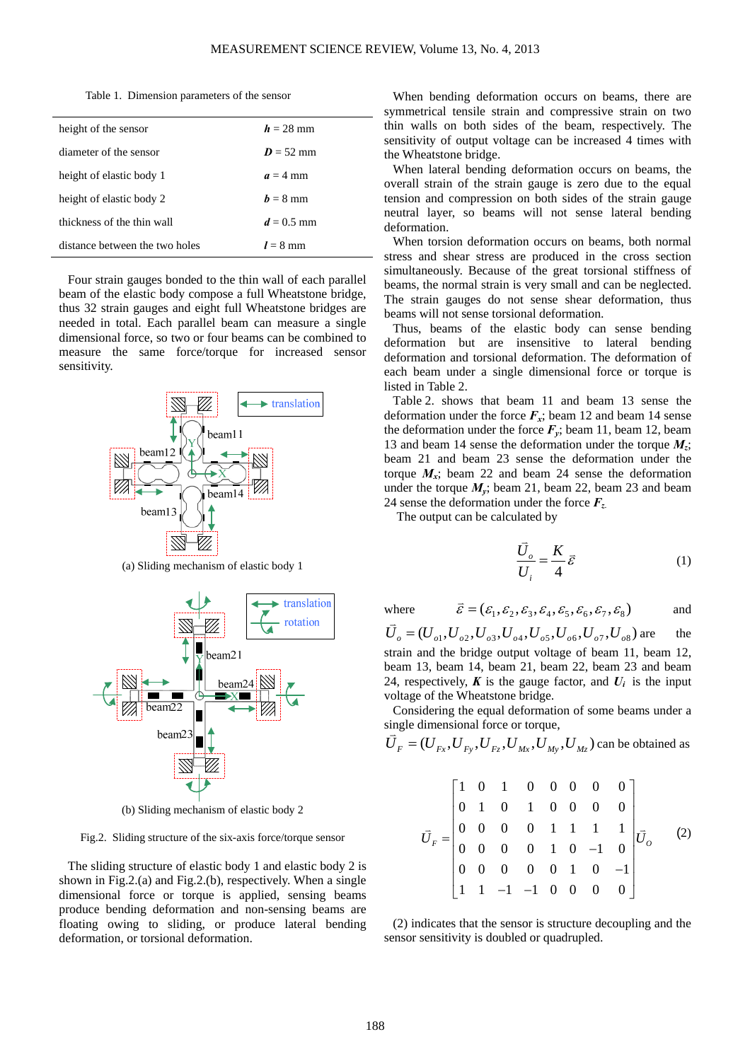Table 1. Dimension parameters of the sensor

| | |
|---|---|
| height of the sensor | $h$ = 28 mm |
| diameter of the sensor | $D$ = 52 mm |
| height of elastic body 1 | $a$ = 4 mm |
| height of elastic body 2 | $b$ = 8 mm |
| thickness of the thin wall | $d$ = 0.5 mm |
| distance between the two holes | $l$ = 8 mm |

Four strain gauges bonded to the thin wall of each parallel beam of the elastic body compose a full Wheatstone bridge, thus 32 strain gauges and eight full Wheatstone bridges are needed in total. Each parallel beam can measure a single dimensional force, so two or four beams can be combined to measure the same force/torque for increased sensor sensitivity.

(a) Sliding mechanism of elastic body 1

(b) Sliding mechanism of elastic body 2

Fig.2. Sliding structure of the six-axis force/torque sensor

The sliding structure of elastic body 1 and elastic body 2 is shown in Fig.2.(a) and Fig.2.(b), respectively. When a single dimensional force or torque is applied, sensing beams produce bending deformation and non-sensing beams are floating owing to sliding, or produce lateral bending deformation, or torsional deformation.

When bending deformation occurs on beams, there are symmetrical tensile strain and compressive strain on two thin walls on both sides of the beam, respectively. The sensitivity of output voltage can be increased 4 times with the Wheatstone bridge.

When lateral bending deformation occurs on beams, the overall strain of the strain gauge is zero due to the equal tension and compression on both sides of the strain gauge neutral layer, so beams will not sense lateral bending deformation.

When torsion deformation occurs on beams, both normal stress and shear stress are produced in the cross section simultaneously. Because of the great torsional stiffness of beams, the normal strain is very small and can be neglected. The strain gauges do not sense shear deformation, thus beams will not sense torsional deformation.

Thus, beams of the elastic body can sense bending deformation but are insensitive to lateral bending deformation and torsional deformation. The deformation of each beam under a single dimensional force or torque is listed in Table 2.

Table 2. shows that beam 11 and beam 13 sense the deformation under the force $F_x$; beam 12 and beam 14 sense the deformation under the force $F_y$; beam 11, beam 12, beam 13 and beam 14 sense the deformation under the torque $M_z$; beam 21 and beam 23 sense the deformation under the torque $M_x$; beam 22 and beam 24 sense the deformation under the torque $M_y$; beam 21, beam 22, beam 23 and beam 24 sense the deformation under the force $F_z$.

The output can be calculated by

$$\frac{\vec{U}_o}{U_i} = \frac{K}{4}\vec{\varepsilon} \tag{1}$$

where $\vec{\varepsilon} = (\varepsilon_1, \varepsilon_2, \varepsilon_3, \varepsilon_4, \varepsilon_5, \varepsilon_6, \varepsilon_7, \varepsilon_8)$ and $\vec{U}_o = (U_{o1}, U_{o2}, U_{o3}, U_{o4}, U_{o5}, U_{o6}, U_{o7}, U_{o8})$ are the strain and the bridge output voltage of beam 11, beam 12, beam 13, beam 14, beam 21, beam 22, beam 23 and beam 24, respectively, $K$ is the gauge factor, and $U_i$ is the input voltage of the Wheatstone bridge.

Considering the equal deformation of some beams under a single dimensional force or torque,

$\vec{U}_F = (U_{Fx}, U_{Fy}, U_{Fz}, U_{Mx}, U_{My}, U_{Mz})$ can be obtained as

$$\vec{U}_F = \begin{bmatrix} 1 & 0 & 1 & 0 & 0 & 0 & 0 & 0 \\ 0 & 1 & 0 & 1 & 0 & 0 & 0 & 0 \\ 0 & 0 & 0 & 0 & 1 & 1 & 1 & 1 \\ 0 & 0 & 0 & 0 & 1 & 0 & -1 & 0 \\ 0 & 0 & 0 & 0 & 0 & 1 & 0 & -1 \\ 1 & 1 & -1 & -1 & 0 & 0 & 0 & 0 \end{bmatrix} \vec{U}_O \tag{2}$$

(2) indicates that the sensor is structure decoupling and the sensor sensitivity is doubled or quadrupled.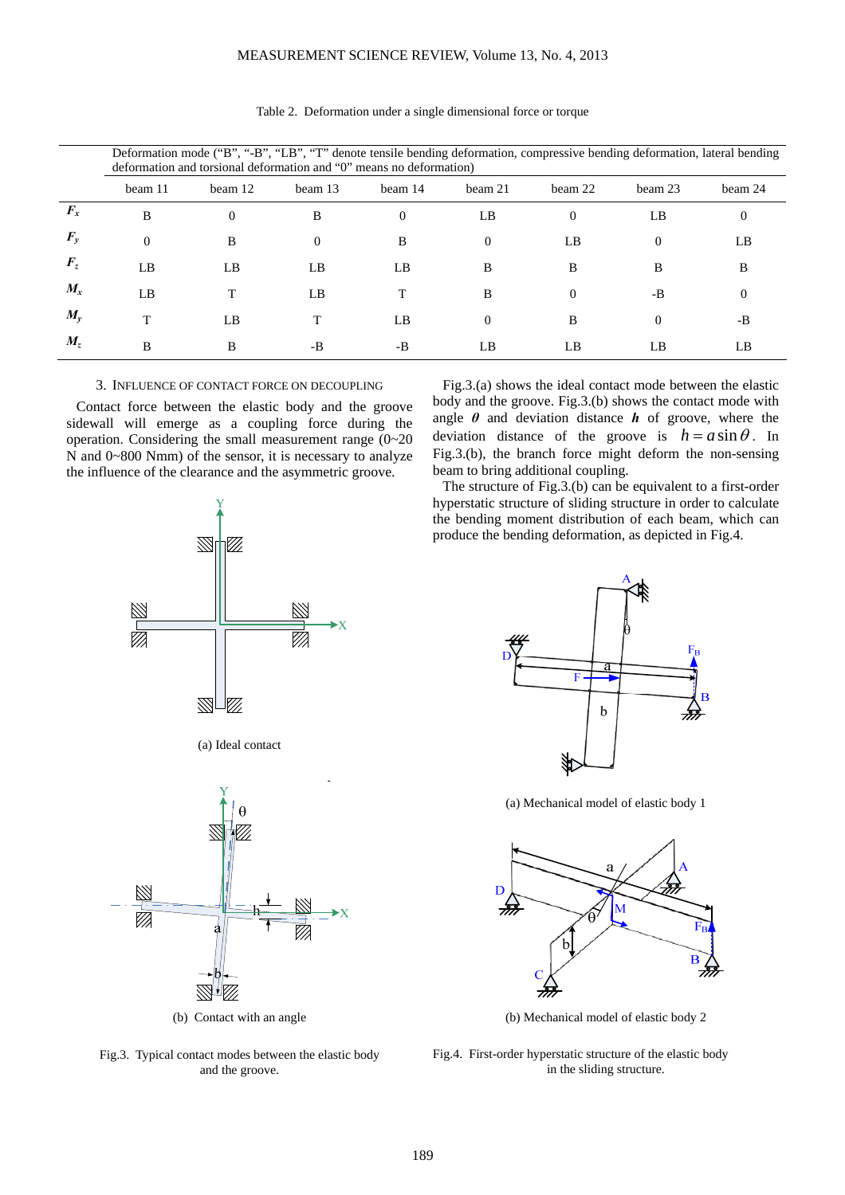Table 2. Deformation under a single dimensional force or torque

| | Deformation mode ("B", "-B", "LB", "T" denote tensile bending deformation, compressive bending deformation, lateral bending deformation and torsional deformation and "0" means no deformation) | | | | | | | |
|---|---|---|---|---|---|---|---|---|
| | beam 11 | beam 12 | beam 13 | beam 14 | beam 21 | beam 22 | beam 23 | beam 24 |
| $F_x$ | B | 0 | B | 0 | LB | 0 | LB | 0 |
| $F_y$ | 0 | B | 0 | B | 0 | LB | 0 | LB |
| $F_z$ | LB | LB | LB | LB | B | B | B | B |
| $M_x$ | LB | T | LB | T | B | 0 | -B | 0 |
| $M_y$ | T | LB | T | LB | 0 | B | 0 | -B |
| $M_z$ | B | B | -B | -B | LB | LB | LB | LB |

## 3. INFLUENCE OF CONTACT FORCE ON DECOUPLING

Contact force between the elastic body and the groove sidewall will emerge as a coupling force during the operation. Considering the small measurement range (0~20 N and 0~800 Nmm) of the sensor, it is necessary to analyze the influence of the clearance and the asymmetric groove.

(a) Ideal contact

(b) Contact with an angle

Fig.3. Typical contact modes between the elastic body and the groove.

Fig.3.(a) shows the ideal contact mode between the elastic body and the groove. Fig.3.(b) shows the contact mode with angle $\theta$ and deviation distance $h$ of groove, where the deviation distance of the groove is $h = a\sin\theta$. In Fig.3.(b), the branch force might deform the non-sensing beam to bring additional coupling.

The structure of Fig.3.(b) can be equivalent to a first-order hyperstatic structure of sliding structure in order to calculate the bending moment distribution of each beam, which can produce the bending deformation, as depicted in Fig.4.

(a) Mechanical model of elastic body 1

(b) Mechanical model of elastic body 2

Fig.4. First-order hyperstatic structure of the elastic body in the sliding structure.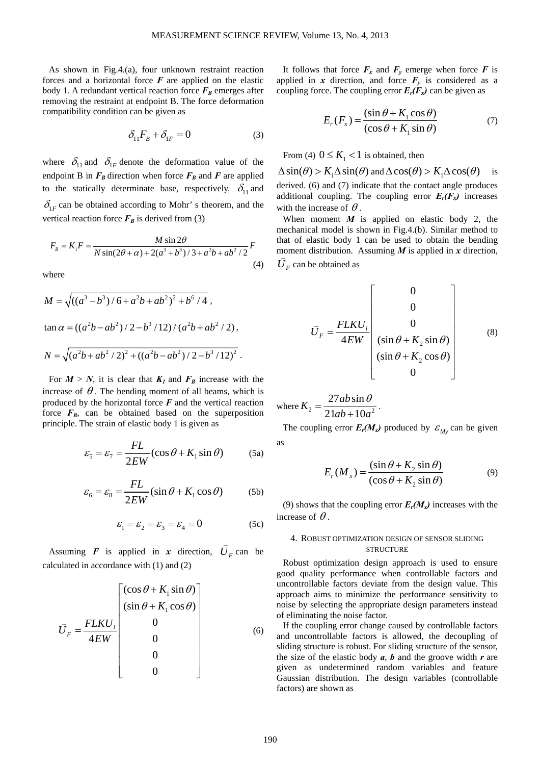As shown in Fig.4.(a), four unknown restraint reaction forces and a horizontal force $\boldsymbol{F}$ are applied on the elastic body 1. A redundant vertical reaction force $\boldsymbol{F_B}$ emerges after removing the restraint at endpoint B. The force deformation compatibility condition can be given as

$$\delta_{11}F_B + \delta_{1F} = 0 \tag{3}$$

where $\delta_{11}$ and $\delta_{1F}$ denote the deformation value of the endpoint B in $\boldsymbol{F_B}$ direction when force $\boldsymbol{F_B}$ and $\boldsymbol{F}$ are applied to the statically determinate base, respectively. $\delta_{11}$ and $\delta_{1F}$ can be obtained according to Mohr' s theorem, and the vertical reaction force $\boldsymbol{F_B}$ is derived from (3)

$$F_B = K_1 F = \frac{M\sin 2\theta}{N\sin(2\theta+\alpha)+2(a^3+b^3)/3+a^2b+ab^2/2}F \tag{4}$$

where

$$M = \sqrt{((a^3-b^3)/6+a^2b+ab^2)^2+b^6/4},$$

$$\tan\alpha = ((a^2b-ab^2)/2-b^3/12)/(a^2b+ab^2/2),$$

$$N = \sqrt{(a^2b+ab^2/2)^2+((a^2b-ab^2)/2-b^3/12)^2}.$$

For $M > N$, it is clear that $\boldsymbol{K_1}$ and $\boldsymbol{F_B}$ increase with the increase of $\theta$. The bending moment of all beams, which is produced by the horizontal force $\boldsymbol{F}$ and the vertical reaction force $\boldsymbol{F_B}$, can be obtained based on the superposition principle. The strain of elastic body 1 is given as

$$\varepsilon_5 = \varepsilon_7 = \frac{FL}{2EW}(\cos\theta + K_1\sin\theta) \tag{5a}$$

$$\varepsilon_6 = \varepsilon_8 = \frac{FL}{2EW}(\sin\theta + K_1\cos\theta) \tag{5b}$$

$$\varepsilon_1 = \varepsilon_2 = \varepsilon_3 = \varepsilon_4 = 0 \tag{5c}$$

Assuming $\boldsymbol{F}$ is applied in $\boldsymbol{x}$ direction, $\vec{U}_F$ can be calculated in accordance with (1) and (2)

$$\vec{U}_F = \frac{FLKU_i}{4EW}\begin{bmatrix}(\cos\theta + K_1\sin\theta)\\(\sin\theta + K_1\cos\theta)\\0\\0\\0\\0\end{bmatrix} \tag{6}$$

It follows that force $\boldsymbol{F_x}$ and $\boldsymbol{F_y}$ emerge when force $\boldsymbol{F}$ is applied in $\boldsymbol{x}$ direction, and force $\boldsymbol{F_y}$ is considered as a coupling force. The coupling error $\boldsymbol{E_r(F_x)}$ can be given as

$$E_r(F_x) = \frac{(\sin\theta + K_1\cos\theta)}{(\cos\theta + K_1\sin\theta)} \tag{7}$$

From (4) $0 \le K_1 < 1$ is obtained, then $\Delta\sin(\theta) > K_1\Delta\sin(\theta)$ and $\Delta\cos(\theta) > K_1\Delta\cos(\theta)$ is derived. (6) and (7) indicate that the contact angle produces additional coupling. The coupling error $\boldsymbol{E_r(F_x)}$ increases with the increase of $\theta$.

When moment $\boldsymbol{M}$ is applied on elastic body 2, the mechanical model is shown in Fig.4.(b). Similar method to that of elastic body 1 can be used to obtain the bending moment distribution. Assuming $\boldsymbol{M}$ is applied in $\boldsymbol{x}$ direction, $\vec{U}_F$ can be obtained as

$$\vec{U}_F = \frac{FLKU_i}{4EW}\begin{bmatrix}0\\0\\0\\(\sin\theta + K_2\sin\theta)\\(\sin\theta + K_2\cos\theta)\\0\end{bmatrix} \tag{8}$$

where $K_2 = \dfrac{27ab\sin\theta}{21ab+10a^2}$.

The coupling error $\boldsymbol{E_r(M_x)}$ produced by $\varepsilon_{My}$ can be given as

$$E_r(M_x) = \frac{(\sin\theta + K_2\sin\theta)}{(\cos\theta + K_2\sin\theta)} \tag{9}$$

(9) shows that the coupling error $\boldsymbol{E_r(M_x)}$ increases with the increase of $\theta$.

## 4. Robust optimization design of sensor sliding structure

Robust optimization design approach is used to ensure good quality performance when controllable factors and uncontrollable factors deviate from the design value. This approach aims to minimize the performance sensitivity to noise by selecting the appropriate design parameters instead of eliminating the noise factor.

If the coupling error change caused by controllable factors and uncontrollable factors is allowed, the decoupling of sliding structure is robust. For sliding structure of the sensor, the size of the elastic body $\boldsymbol{a}$, $\boldsymbol{b}$ and the groove width $\boldsymbol{r}$ are given as undetermined random variables and feature Gaussian distribution. The design variables (controllable factors) are shown as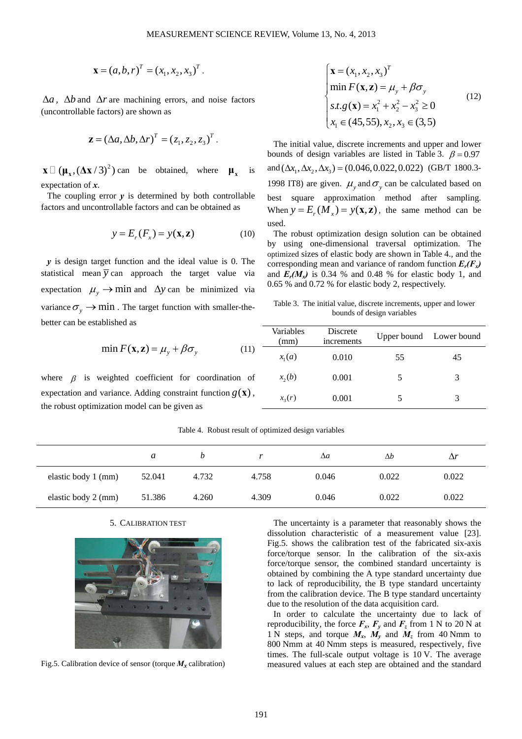$$\mathbf{x} = (a, b, r)^T = (x_1, x_2, x_3)^T.$$

$\Delta a$, $\Delta b$ and $\Delta r$ are machining errors, and noise factors (uncontrollable factors) are shown as

$$\mathbf{z} = (\Delta a, \Delta b, \Delta r)^T = (z_1, z_2, z_3)^T.$$

$\mathbf{x} \sim (\boldsymbol{\mu}_{\mathbf{x}}, (\Delta\mathbf{x}/3)^2)$ can be obtained, where $\boldsymbol{\mu}_{\mathbf{x}}$ is expectation of $\boldsymbol{x}$.

The coupling error $\boldsymbol{y}$ is determined by both controllable factors and uncontrollable factors and can be obtained as

$$y = E_r(F_x) = y(\mathbf{x}, \mathbf{z}) \tag{10}$$

$\boldsymbol{y}$ is design target function and the ideal value is 0. The statistical mean $\bar{y}$ can approach the target value via expectation $\mu_y \to \min$ and $\Delta y$ can be minimized via variance $\sigma_y \to \min$. The target function with smaller-the-better can be established as

$$\min F(\mathbf{x}, \mathbf{z}) = \mu_y + \beta \sigma_y \tag{11}$$

where $\beta$ is weighted coefficient for coordination of expectation and variance. Adding constraint function $g(\mathbf{x})$, the robust optimization model can be given as

$$\begin{cases} \mathbf{x} = (x_1, x_2, x_3)^T \\ \min F(\mathbf{x}, \mathbf{z}) = \mu_y + \beta \sigma_y \\ s.t. g(\mathbf{x}) = x_1^2 + x_2^2 - x_3^2 \geq 0 \\ x_1 \in (45, 55), x_2, x_3 \in (3, 5) \end{cases} \tag{12}$$

The initial value, discrete increments and upper and lower bounds of design variables are listed in Table 3. $\beta = 0.97$ and $(\Delta x_1, \Delta x_2, \Delta x_3) = (0.046, 0.022, 0.022)$ (GB/T 1800.3-1998 IT8) are given. $\mu_y$ and $\sigma_y$ can be calculated based on best square approximation method after sampling. When $y = E_r(M_x) = y(\mathbf{x}, \mathbf{z})$, the same method can be used.

The robust optimization design solution can be obtained by using one-dimensional traversal optimization. The optimized sizes of elastic body are shown in Table 4., and the corresponding mean and variance of random function $\boldsymbol{E_r(F_x)}$ and $\boldsymbol{E_r(M_x)}$ is 0.34 % and 0.48 % for elastic body 1, and 0.65 % and 0.72 % for elastic body 2, respectively.

Table 3. The initial value, discrete increments, upper and lower bounds of design variables

| Variables (mm) | Discrete increments | Upper bound | Lower bound |
|---|---|---|---|
| $x_1(a)$ | 0.010 | 55 | 45 |
| $x_2(b)$ | 0.001 | 5 | 3 |
| $x_3(r)$ | 0.001 | 5 | 3 |

Table 4. Robust result of optimized design variables

| | $a$ | $b$ | $r$ | $\Delta a$ | $\Delta b$ | $\Delta r$ |
|---|---|---|---|---|---|---|
| elastic body 1 (mm) | 52.041 | 4.732 | 4.758 | 0.046 | 0.022 | 0.022 |
| elastic body 2 (mm) | 51.386 | 4.260 | 4.309 | 0.046 | 0.022 | 0.022 |

## 5. Calibration test

Fig.5. Calibration device of sensor (torque $\boldsymbol{M_x}$ calibration)

The uncertainty is a parameter that reasonably shows the dissolution characteristic of a measurement value [23]. Fig.5. shows the calibration test of the fabricated six-axis force/torque sensor. In the calibration of the six-axis force/torque sensor, the combined standard uncertainty is obtained by combining the A type standard uncertainty due to lack of reproducibility, the B type standard uncertainty from the calibration device. The B type standard uncertainty due to the resolution of the data acquisition card.

In order to calculate the uncertainty due to lack of reproducibility, the force $\boldsymbol{F_x}$, $\boldsymbol{F_y}$ and $\boldsymbol{F_z}$ from 1 N to 20 N at 1 N steps, and torque $\boldsymbol{M_x}$, $\boldsymbol{M_y}$ and $\boldsymbol{M_z}$ from 40 Nmm to 800 Nmm at 40 Nmm steps is measured, respectively, five times. The full-scale output voltage is 10 V. The average measured values at each step are obtained and the standard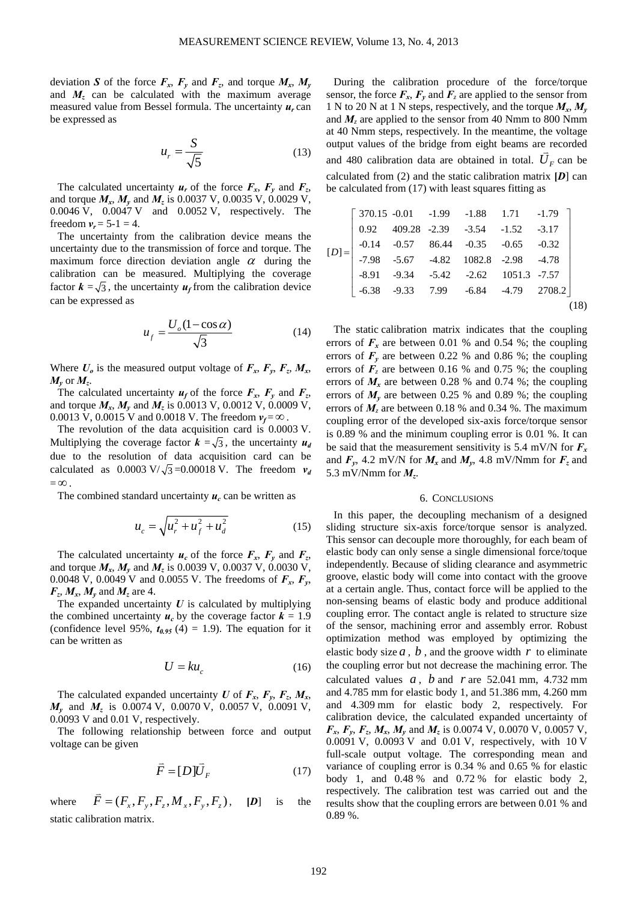deviation $\boldsymbol{S}$ of the force $\boldsymbol{F_x}$, $\boldsymbol{F_y}$ and $\boldsymbol{F_z}$, and torque $\boldsymbol{M_x}$, $\boldsymbol{M_y}$ and $\boldsymbol{M_z}$ can be calculated with the maximum average measured value from Bessel formula. The uncertainty $\boldsymbol{u_r}$ can be expressed as

$$u_r = \frac{S}{\sqrt{5}} \tag{13}$$

The calculated uncertainty $\boldsymbol{u_r}$ of the force $\boldsymbol{F_x}$, $\boldsymbol{F_y}$ and $\boldsymbol{F_z}$, and torque $\boldsymbol{M_x}$, $\boldsymbol{M_y}$ and $\boldsymbol{M_z}$ is 0.0037 V, 0.0035 V, 0.0029 V, 0.0046 V, 0.0047 V and 0.0052 V, respectively. The freedom $\boldsymbol{v_r}$ = 5-1 = 4.

The uncertainty from the calibration device means the uncertainty due to the transmission of force and torque. The maximum force direction deviation angle $\alpha$ during the calibration can be measured. Multiplying the coverage factor $\boldsymbol{k} = \sqrt{3}$, the uncertainty $\boldsymbol{u_f}$ from the calibration device can be expressed as

$$u_f = \frac{U_o(1-\cos\alpha)}{\sqrt{3}} \tag{14}$$

Where $\boldsymbol{U_o}$ is the measured output voltage of $\boldsymbol{F_x}$, $\boldsymbol{F_y}$, $\boldsymbol{F_z}$, $\boldsymbol{M_x}$, $\boldsymbol{M_y}$ or $\boldsymbol{M_z}$.

The calculated uncertainty $\boldsymbol{u_f}$ of the force $\boldsymbol{F_x}$, $\boldsymbol{F_y}$ and $\boldsymbol{F_z}$, and torque $\boldsymbol{M_x}$, $\boldsymbol{M_y}$ and $\boldsymbol{M_z}$ is 0.0013 V, 0.0012 V, 0.0009 V, 0.0013 V, 0.0015 V and 0.0018 V. The freedom $\boldsymbol{v_f} = \infty$.

The revolution of the data acquisition card is 0.0003 V. Multiplying the coverage factor $\boldsymbol{k} = \sqrt{3}$, the uncertainty $\boldsymbol{u_d}$ due to the resolution of data acquisition card can be calculated as 0.0003 V/$\sqrt{3}$=0.00018 V. The freedom $\boldsymbol{v_d} = \infty$.

The combined standard uncertainty $\boldsymbol{u_c}$ can be written as

$$u_c = \sqrt{u_r^2 + u_f^2 + u_d^2} \tag{15}$$

The calculated uncertainty $\boldsymbol{u_c}$ of the force $\boldsymbol{F_x}$, $\boldsymbol{F_y}$ and $\boldsymbol{F_z}$, and torque $\boldsymbol{M_x}$, $\boldsymbol{M_y}$ and $\boldsymbol{M_z}$ is 0.0039 V, 0.0037 V, 0.0030 V, 0.0048 V, 0.0049 V and 0.0055 V. The freedoms of $\boldsymbol{F_x}$, $\boldsymbol{F_y}$, $\boldsymbol{F_z}$, $\boldsymbol{M_x}$, $\boldsymbol{M_y}$ and $\boldsymbol{M_z}$ are 4.

The expanded uncertainty $\boldsymbol{U}$ is calculated by multiplying the combined uncertainty $\boldsymbol{u_c}$ by the coverage factor $\boldsymbol{k}$ = 1.9 (confidence level 95%, $t_{0.95}$ (4) = 1.9). The equation for it can be written as

$$U = ku_c \tag{16}$$

The calculated expanded uncertainty $\boldsymbol{U}$ of $\boldsymbol{F_x}$, $\boldsymbol{F_y}$, $\boldsymbol{F_z}$, $\boldsymbol{M_x}$, $\boldsymbol{M_y}$ and $\boldsymbol{M_z}$ is 0.0074 V, 0.0070 V, 0.0057 V, 0.0091 V, 0.0093 V and 0.01 V, respectively.

The following relationship between force and output voltage can be given

$$\vec{F} = [D]\vec{U}_F \tag{17}$$

where $\vec{F} = (F_x, F_y, F_z, M_x, F_y, F_z)$, $[\boldsymbol{D}]$ is the static calibration matrix.

During the calibration procedure of the force/torque sensor, the force $\boldsymbol{F_x}$, $\boldsymbol{F_y}$ and $\boldsymbol{F_z}$ are applied to the sensor from 1 N to 20 N at 1 N steps, respectively, and the torque $\boldsymbol{M_x}$, $\boldsymbol{M_y}$ and $\boldsymbol{M_z}$ are applied to the sensor from 40 Nmm to 800 Nmm at 40 Nmm steps, respectively. In the meantime, the voltage output values of the bridge from eight beams are recorded and 480 calibration data are obtained in total. $\vec{U}_F$ can be calculated from (2) and the static calibration matrix $[\boldsymbol{D}]$ can be calculated from (17) with least squares fitting as

$$[D] = \begin{bmatrix} 370.15 & -0.01 & -1.99 & -1.88 & 1.71 & -1.79 \\ 0.92 & 409.28 & -2.39 & -3.54 & -1.52 & -3.17 \\ -0.14 & -0.57 & 86.44 & -0.35 & -0.65 & -0.32 \\ -7.98 & -5.67 & -4.82 & 1082.8 & -2.98 & -4.78 \\ -8.91 & -9.34 & -5.42 & -2.62 & 1051.3 & -7.57 \\ -6.38 & -9.33 & 7.99 & -6.84 & -4.79 & 2708.2 \end{bmatrix} \tag{18}$$

The static calibration matrix indicates that the coupling errors of $\boldsymbol{F_x}$ are between 0.01 % and 0.54 %; the coupling errors of $\boldsymbol{F_y}$ are between 0.22 % and 0.86 %; the coupling errors of $\boldsymbol{F_z}$ are between 0.16 % and 0.75 %; the coupling errors of $\boldsymbol{M_x}$ are between 0.28 % and 0.74 %; the coupling errors of $\boldsymbol{M_y}$ are between 0.25 % and 0.89 %; the coupling errors of $\boldsymbol{M_z}$ are between 0.18 % and 0.34 %. The maximum coupling error of the developed six-axis force/torque sensor is 0.89 % and the minimum coupling error is 0.01 %. It can be said that the measurement sensitivity is 5.4 mV/N for $\boldsymbol{F_x}$ and $\boldsymbol{F_y}$, 4.2 mV/N for $\boldsymbol{M_x}$ and $\boldsymbol{M_y}$, 4.8 mV/Nmm for $\boldsymbol{F_z}$ and 5.3 mV/Nmm for $\boldsymbol{M_z}$.

## 6. Conclusions

In this paper, the decoupling mechanism of a designed sliding structure six-axis force/torque sensor is analyzed. This sensor can decouple more thoroughly, for each beam of elastic body can only sense a single dimensional force/toque independently. Because of sliding clearance and asymmetric groove, elastic body will come into contact with the groove at a certain angle. Thus, contact force will be applied to the non-sensing beams of elastic body and produce additional coupling error. The contact angle is related to structure size of the sensor, machining error and assembly error. Robust optimization method was employed by optimizing the elastic body size $a$, $b$, and the groove width $r$ to eliminate the coupling error but not decrease the machining error. The calculated values $a$, $b$ and $r$ are 52.041 mm, 4.732 mm and 4.785 mm for elastic body 1, and 51.386 mm, 4.260 mm and 4.309 mm for elastic body 2, respectively. For calibration device, the calculated expanded uncertainty of $\boldsymbol{F_x}$, $\boldsymbol{F_y}$, $\boldsymbol{F_z}$, $\boldsymbol{M_x}$, $\boldsymbol{M_y}$ and $\boldsymbol{M_z}$ is 0.0074 V, 0.0070 V, 0.0057 V, 0.0091 V, 0.0093 V and 0.01 V, respectively, with 10 V full-scale output voltage. The corresponding mean and variance of coupling error is 0.34 % and 0.65 % for elastic body 1, and 0.48 % and 0.72 % for elastic body 2, respectively. The calibration test was carried out and the results show that the coupling errors are between 0.01 % and 0.89 %.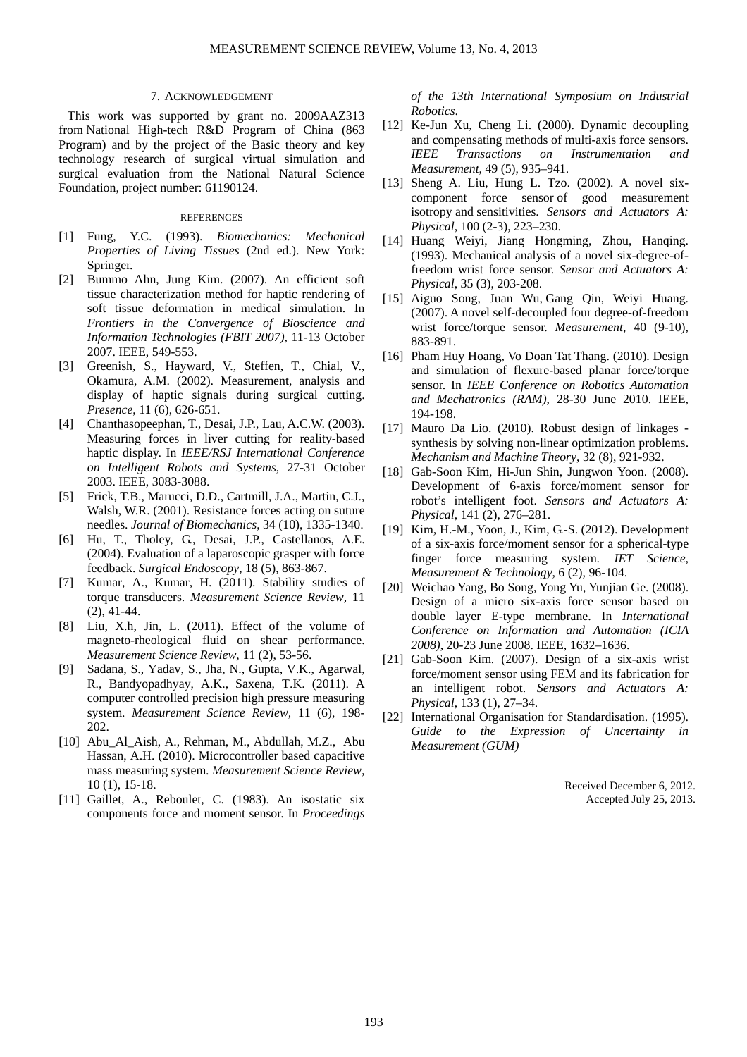## 7. ACKNOWLEDGEMENT

This work was supported by grant no. 2009AAZ313 from National High-tech R&D Program of China (863 Program) and by the project of the Basic theory and key technology research of surgical virtual simulation and surgical evaluation from the National Natural Science Foundation, project number: 61190124.

## REFERENCES

[1] Fung, Y.C. (1993). *Biomechanics: Mechanical Properties of Living Tissues* (2nd ed.). New York: Springer.

[2] Bummo Ahn, Jung Kim. (2007). An efficient soft tissue characterization method for haptic rendering of soft tissue deformation in medical simulation. In *Frontiers in the Convergence of Bioscience and Information Technologies (FBIT 2007)*, 11-13 October 2007. IEEE, 549-553.

[3] Greenish, S., Hayward, V., Steffen, T., Chial, V., Okamura, A.M. (2002). Measurement, analysis and display of haptic signals during surgical cutting. *Presence*, 11 (6), 626-651.

[4] Chanthasopeephan, T., Desai, J.P., Lau, A.C.W. (2003). Measuring forces in liver cutting for reality-based haptic display. In *IEEE/RSJ International Conference on Intelligent Robots and Systems*, 27-31 October 2003. IEEE, 3083-3088.

[5] Frick, T.B., Marucci, D.D., Cartmill, J.A., Martin, C.J., Walsh, W.R. (2001). Resistance forces acting on suture needles. *Journal of Biomechanics*, 34 (10), 1335-1340.

[6] Hu, T., Tholey, G., Desai, J.P., Castellanos, A.E. (2004). Evaluation of a laparoscopic grasper with force feedback. *Surgical Endoscopy*, 18 (5), 863-867.

[7] Kumar, A., Kumar, H. (2011). Stability studies of torque transducers. *Measurement Science Review*, 11 (2), 41-44.

[8] Liu, X.h, Jin, L. (2011). Effect of the volume of magneto-rheological fluid on shear performance. *Measurement Science Review*, 11 (2), 53-56.

[9] Sadana, S., Yadav, S., Jha, N., Gupta, V.K., Agarwal, R., Bandyopadhyay, A.K., Saxena, T.K. (2011). A computer controlled precision high pressure measuring system. *Measurement Science Review*, 11 (6), 198-202.

[10] Abu_Al_Aish, A., Rehman, M., Abdullah, M.Z., Abu Hassan, A.H. (2010). Microcontroller based capacitive mass measuring system. *Measurement Science Review*, 10 (1), 15-18.

[11] Gaillet, A., Reboulet, C. (1983). An isostatic six components force and moment sensor. In *Proceedings of the 13th International Symposium on Industrial Robotics*.

[12] Ke-Jun Xu, Cheng Li. (2000). Dynamic decoupling and compensating methods of multi-axis force sensors. *IEEE Transactions on Instrumentation and Measurement*, 49 (5), 935–941.

[13] Sheng A. Liu, Hung L. Tzo. (2002). A novel six-component force sensor of good measurement isotropy and sensitivities. *Sensors and Actuators A: Physical*, 100 (2-3), 223–230.

[14] Huang Weiyi, Jiang Hongming, Zhou, Hanqing. (1993). Mechanical analysis of a novel six-degree-of-freedom wrist force sensor. *Sensor and Actuators A: Physical*, 35 (3), 203-208.

[15] Aiguo Song, Juan Wu, Gang Qin, Weiyi Huang. (2007). A novel self-decoupled four degree-of-freedom wrist force/torque sensor. *Measurement*, 40 (9-10), 883-891.

[16] Pham Huy Hoang, Vo Doan Tat Thang. (2010). Design and simulation of flexure-based planar force/torque sensor. In *IEEE Conference on Robotics Automation and Mechatronics (RAM)*, 28-30 June 2010. IEEE, 194-198.

[17] Mauro Da Lio. (2010). Robust design of linkages - synthesis by solving non-linear optimization problems. *Mechanism and Machine Theory*, 32 (8), 921-932.

[18] Gab-Soon Kim, Hi-Jun Shin, Jungwon Yoon. (2008). Development of 6-axis force/moment sensor for robot's intelligent foot. *Sensors and Actuators A: Physical*, 141 (2), 276–281.

[19] Kim, H.-M., Yoon, J., Kim, G.-S. (2012). Development of a six-axis force/moment sensor for a spherical-type finger force measuring system. *IET Science, Measurement & Technology*, 6 (2), 96-104.

[20] Weichao Yang, Bo Song, Yong Yu, Yunjian Ge. (2008). Design of a micro six-axis force sensor based on double layer E-type membrane. In *International Conference on Information and Automation (ICIA 2008)*, 20-23 June 2008. IEEE, 1632–1636.

[21] Gab-Soon Kim. (2007). Design of a six-axis wrist force/moment sensor using FEM and its fabrication for an intelligent robot. *Sensors and Actuators A: Physical*, 133 (1), 27–34.

[22] International Organisation for Standardisation. (1995). *Guide to the Expression of Uncertainty in Measurement (GUM)*

Received December 6, 2012.
Accepted July 25, 2013.